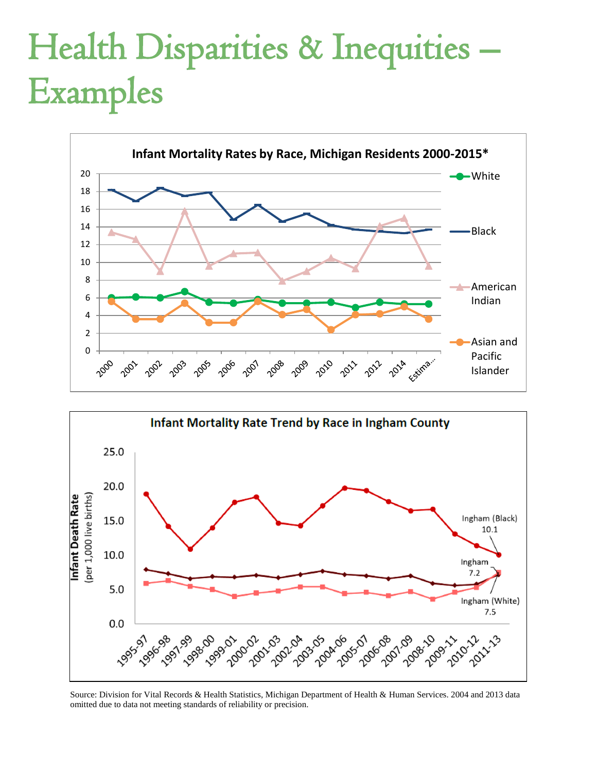# Health Disparities & Inequities – Examples

**Infant Mortality Rates by Race, Michigan Residents 2000-2015***

**Infant Mortality Rate Trend by Race in Ingham County**

Source: Division for Vital Records & Health Statistics, Michigan Department of Health & Human Services. 2004 and 2013 data omitted due to data not meeting standards of reliability or precision.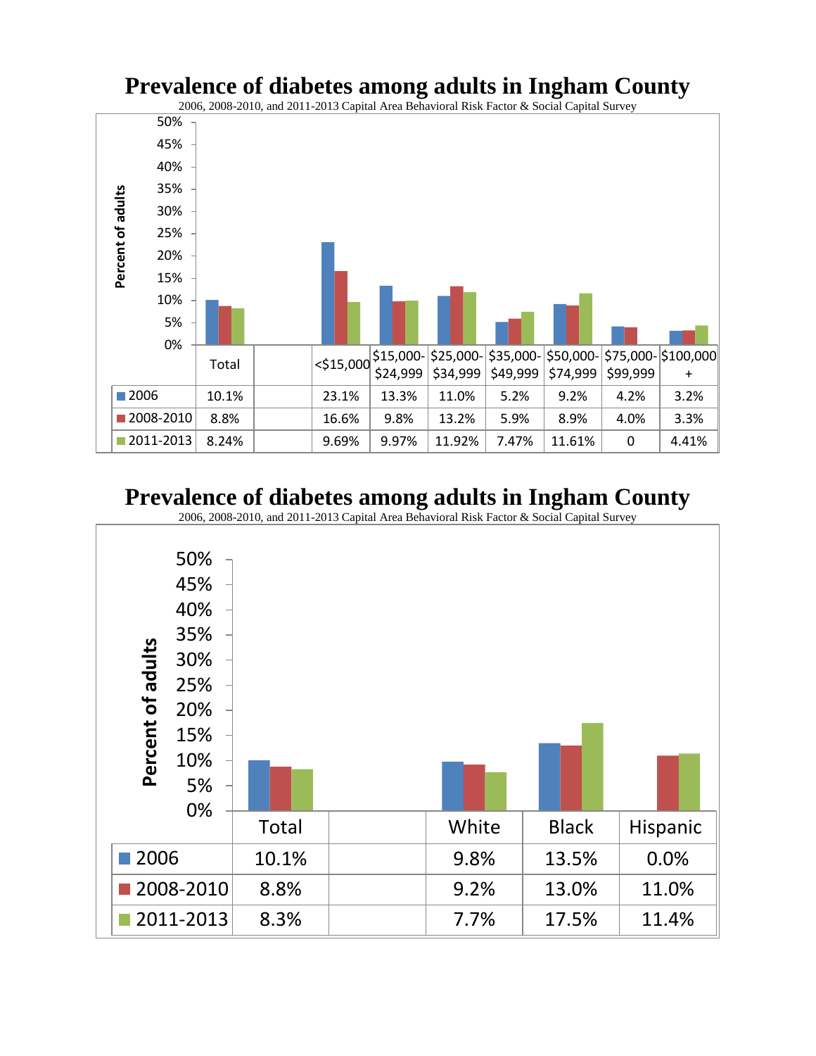# Prevalence of diabetes among adults in Ingham County

2006, 2008-2010, and 2011-2013 Capital Area Behavioral Risk Factor & Social Capital Survey

| | Total | | <$15,000 | $15,000-$24,999 | $25,000-$34,999 | $35,000-$49,999 | $50,000-$74,999 | $75,000-$99,999 | $100,000+ |
|---|---|---|---|---|---|---|---|---|---|
| 2006 | 10.1% | | 23.1% | 13.3% | 11.0% | 5.2% | 9.2% | 4.2% | 3.2% |
| 2008-2010 | 8.8% | | 16.6% | 9.8% | 13.2% | 5.9% | 8.9% | 4.0% | 3.3% |
| 2011-2013 | 8.24% | | 9.69% | 9.97% | 11.92% | 7.47% | 11.61% | 0 | 4.41% |

# Prevalence of diabetes among adults in Ingham County

2006, 2008-2010, and 2011-2013 Capital Area Behavioral Risk Factor & Social Capital Survey

| | Total | | White | Black | Hispanic |
|---|---|---|---|---|---|
| 2006 | 10.1% | | 9.8% | 13.5% | 0.0% |
| 2008-2010 | 8.8% | | 9.2% | 13.0% | 11.0% |
| 2011-2013 | 8.3% | | 7.7% | 17.5% | 11.4% |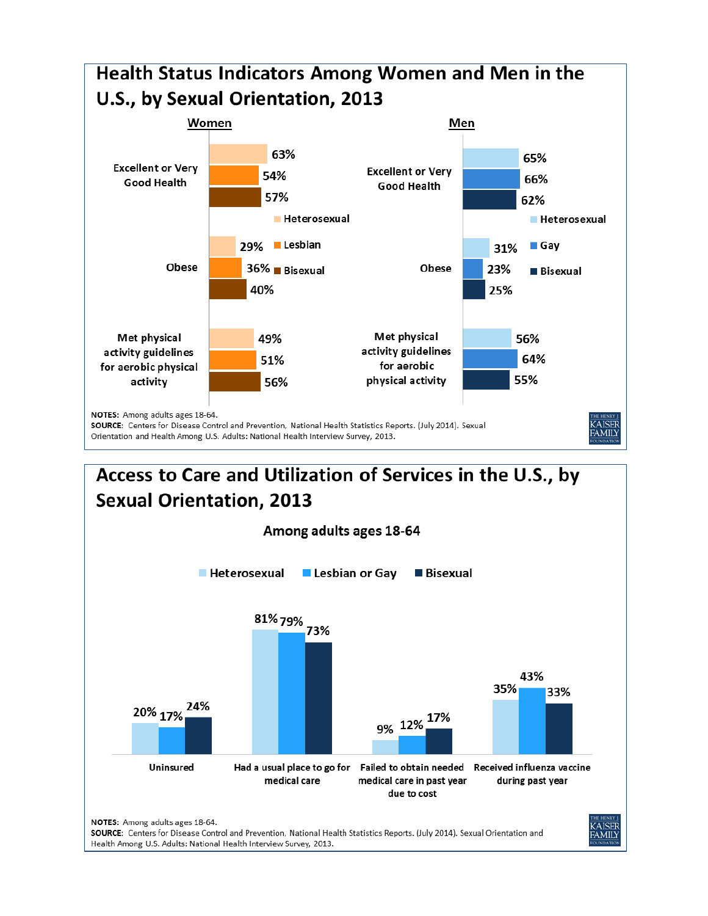## Health Status Indicators Among Women and Men in the U.S., by Sexual Orientation, 2013

**Women**

| | Heterosexual | Lesbian | Bisexual |
|---|---|---|---|
| Excellent or Very Good Health | 63% | 54% | 57% |
| Obese | 29% | 36% | 40% |
| Met physical activity guidelines for aerobic physical activity | 49% | 51% | 56% |

**Men**

| | Heterosexual | Gay | Bisexual |
|---|---|---|---|
| Excellent or Very Good Health | 65% | 66% | 62% |
| Obese | 31% | 23% | 25% |
| Met physical activity guidelines for aerobic physical activity | 56% | 64% | 55% |

**NOTES:** Among adults ages 18-64.
**SOURCE:** Centers for Disease Control and Prevention, National Health Statistics Reports. (July 2014). Sexual Orientation and Health Among U.S. Adults: National Health Interview Survey, 2013.

## Access to Care and Utilization of Services in the U.S., by Sexual Orientation, 2013

Among adults ages 18-64

| | Heterosexual | Lesbian or Gay | Bisexual |
|---|---|---|---|
| Uninsured | 20% | 17% | 24% |
| Had a usual place to go for medical care | 81% | 79% | 73% |
| Failed to obtain needed medical care in past year due to cost | 9% | 12% | 17% |
| Received influenza vaccine during past year | 35% | 43% | 33% |

**NOTES:** Among adults ages 18-64.
**SOURCE:** Centers for Disease Control and Prevention, National Health Statistics Reports. (July 2014). Sexual Orientation and Health Among U.S. Adults: National Health Interview Survey, 2013.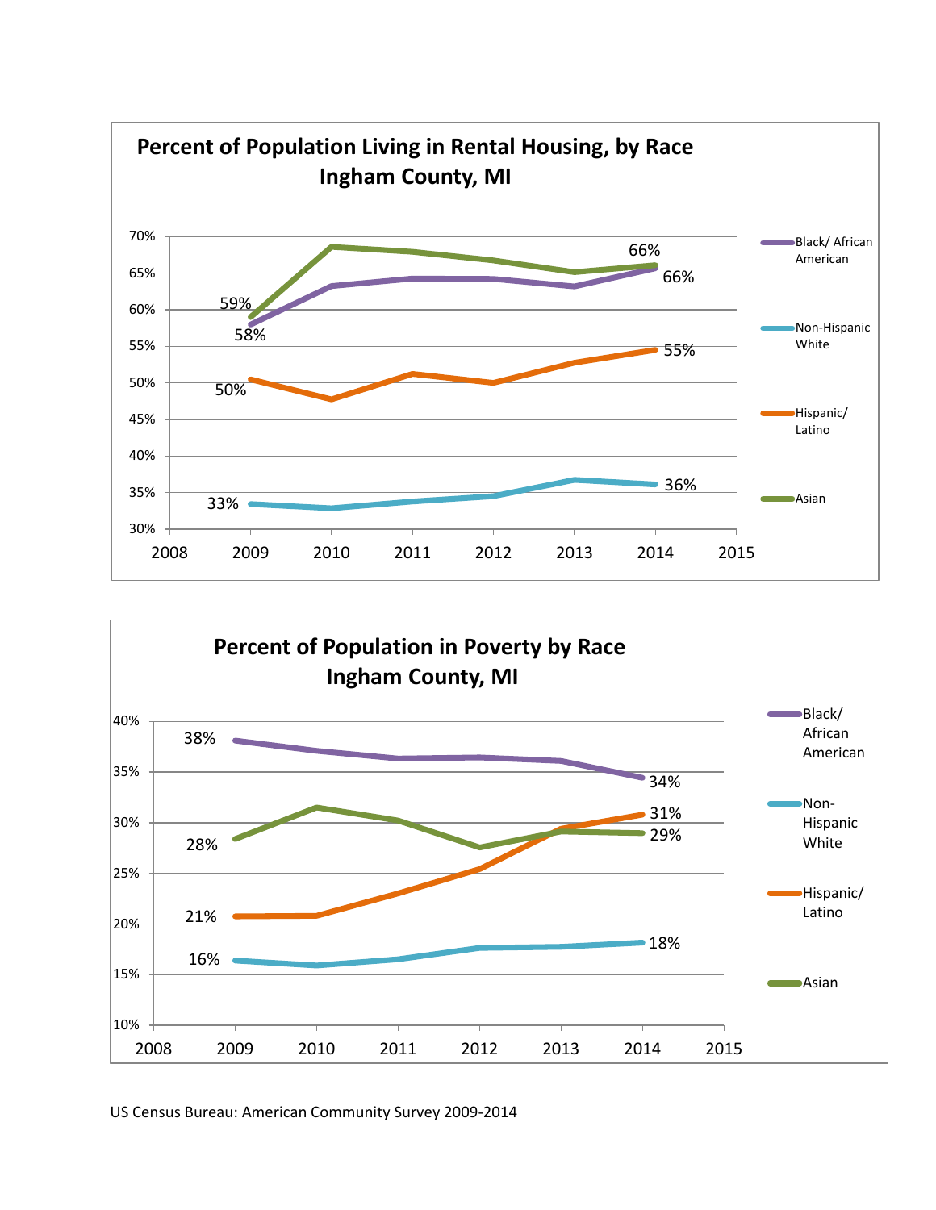**Percent of Population Living in Rental Housing, by Race**
**Ingham County, MI**

| Race | 2009 | 2014 |
| --- | --- | --- |
| Black/ African American | 58% | 66% |
| Non-Hispanic White | 33% | 36% |
| Hispanic/ Latino | 50% | 55% |
| Asian | 59% | 66% |

**Percent of Population in Poverty by Race**
**Ingham County, MI**

| Race | 2009 | 2014 |
| --- | --- | --- |
| Black/ African American | 38% | 34% |
| Non-Hispanic White | 16% | 18% |
| Hispanic/ Latino | 21% | 31% |
| Asian | 28% | 29% |

US Census Bureau: American Community Survey 2009-2014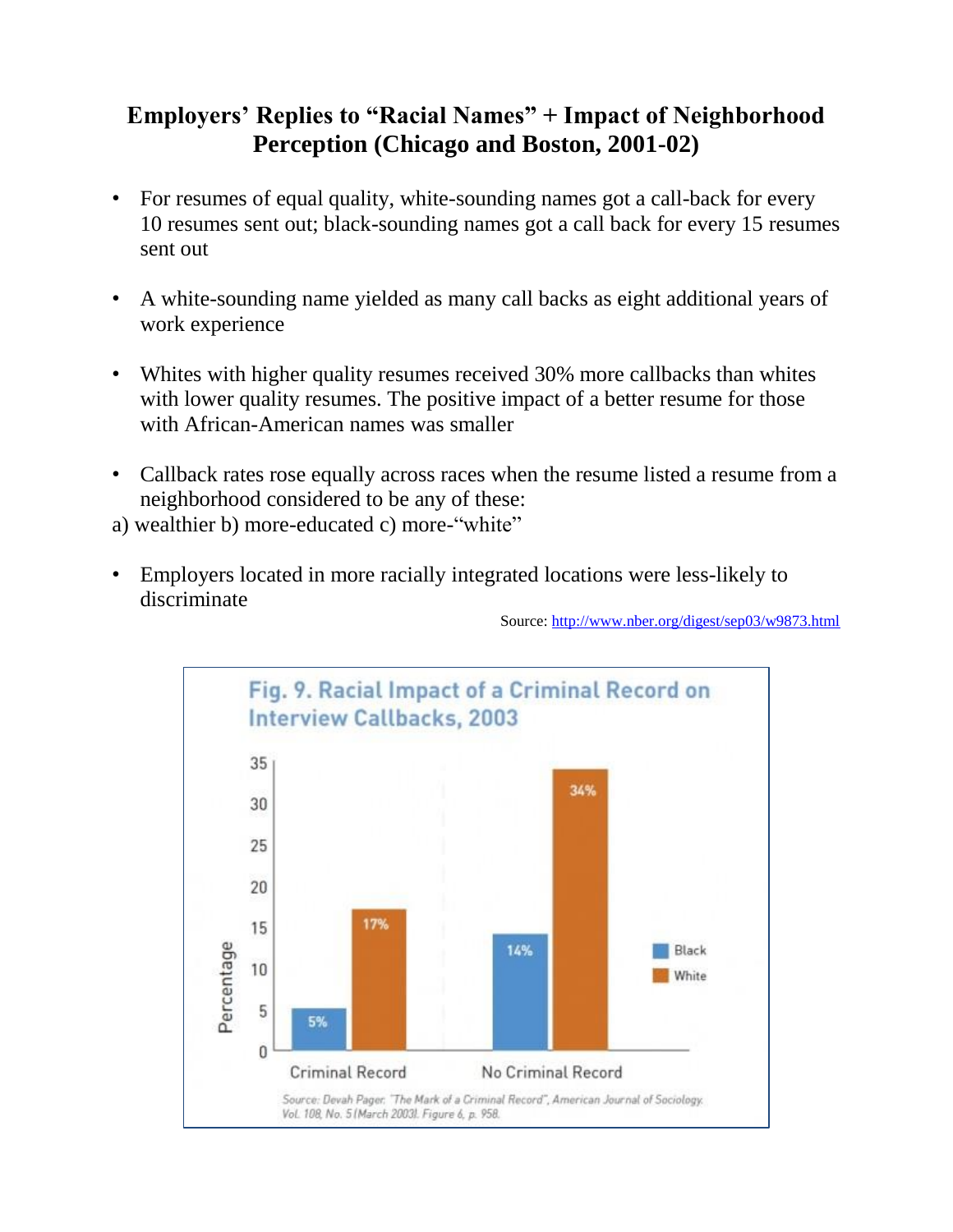## Employers' Replies to "Racial Names" + Impact of Neighborhood Perception (Chicago and Boston, 2001-02)

- For resumes of equal quality, white-sounding names got a call-back for every 10 resumes sent out; black-sounding names got a call back for every 15 resumes sent out
- A white-sounding name yielded as many call backs as eight additional years of work experience
- Whites with higher quality resumes received 30% more callbacks than whites with lower quality resumes. The positive impact of a better resume for those with African-American names was smaller
- Callback rates rose equally across races when the resume listed a resume from a neighborhood considered to be any of these:

a) wealthier b) more-educated c) more-"white"

- Employers located in more racially integrated locations were less-likely to discriminate

Source: http://www.nber.org/digest/sep03/w9873.html

**Fig. 9. Racial Impact of a Criminal Record on Interview Callbacks, 2003**

| Percentage | Black | White |
|---|---|---|
| Criminal Record | 5% | 17% |
| No Criminal Record | 14% | 34% |

Source: Devah Pager. "The Mark of a Criminal Record", American Journal of Sociology. Vol. 108, No. 5 (March 2003). Figure 6, p. 958.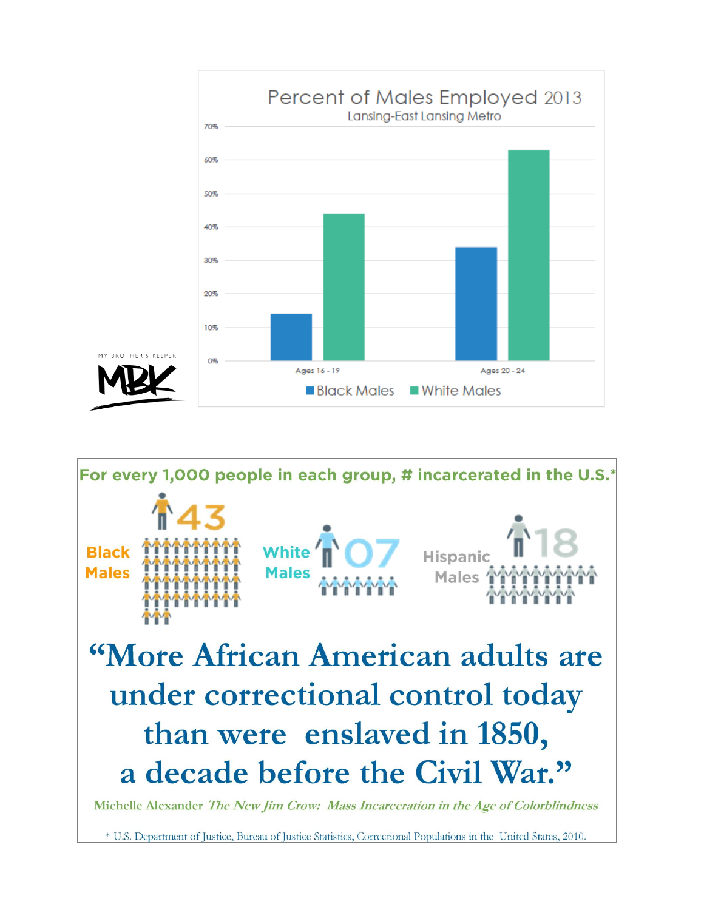## Percent of Males Employed 2013

Lansing-East Lansing Metro

| | Black Males | White Males |
|---|---|---|
| Ages 16 - 19 | 14% | 44% |
| Ages 20 - 24 | 34% | 63% |

MY BROTHER'S KEEPER

MBK

**For every 1,000 people in each group, # incarcerated in the U.S.***

**Black Males** 43

**White Males** 07

**Hispanic Males** 18

# "More African American adults are under correctional control today than were enslaved in 1850, a decade before the Civil War."

Michelle Alexander *The New Jim Crow: Mass Incarceration in the Age of Colorblindness*

* U.S. Department of Justice, Bureau of Justice Statistics, Correctional Populations in the United States, 2010.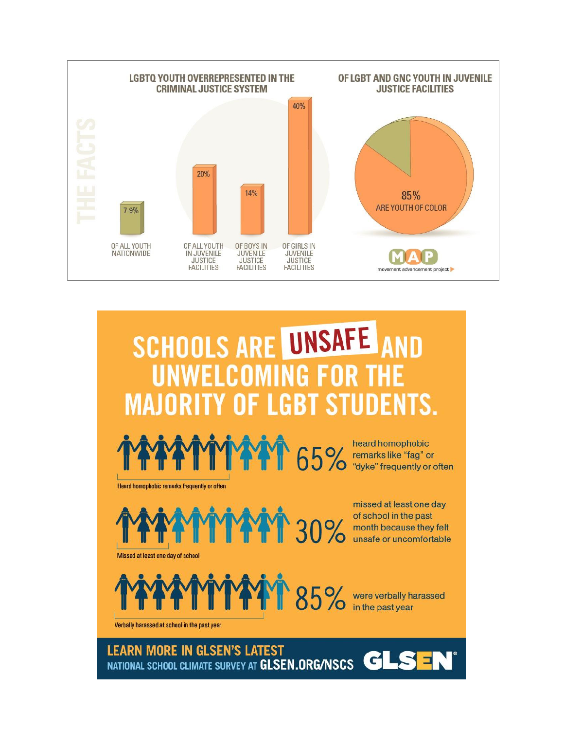THE FACTS

## LGBTQ YOUTH OVERREPRESENTED IN THE CRIMINAL JUSTICE SYSTEM

7-9%
OF ALL YOUTH NATIONWIDE

20%
OF ALL YOUTH IN JUVENILE JUSTICE FACILITIES

14%
OF BOYS IN JUVENILE JUSTICE FACILITIES

40%
OF GIRLS IN JUVENILE JUSTICE FACILITIES

## OF LGBT AND GNC YOUTH IN JUVENILE JUSTICE FACILITIES

85%
ARE YOUTH OF COLOR

MAP
movement advancement project

# SCHOOLS ARE UNSAFE AND UNWELCOMING FOR THE MAJORITY OF LGBT STUDENTS.

65% heard homophobic remarks like "fag" or "dyke" frequently or often

Heard homophobic remarks frequently or often

30% missed at least one day of school in the past month because they felt unsafe or uncomfortable

Missed at least one day of school

85% were verbally harassed in the past year

Verbally harassed at school in the past year

**LEARN MORE IN GLSEN'S LATEST NATIONAL SCHOOL CLIMATE SURVEY AT GLSEN.ORG/NSCS**

GLSEN®